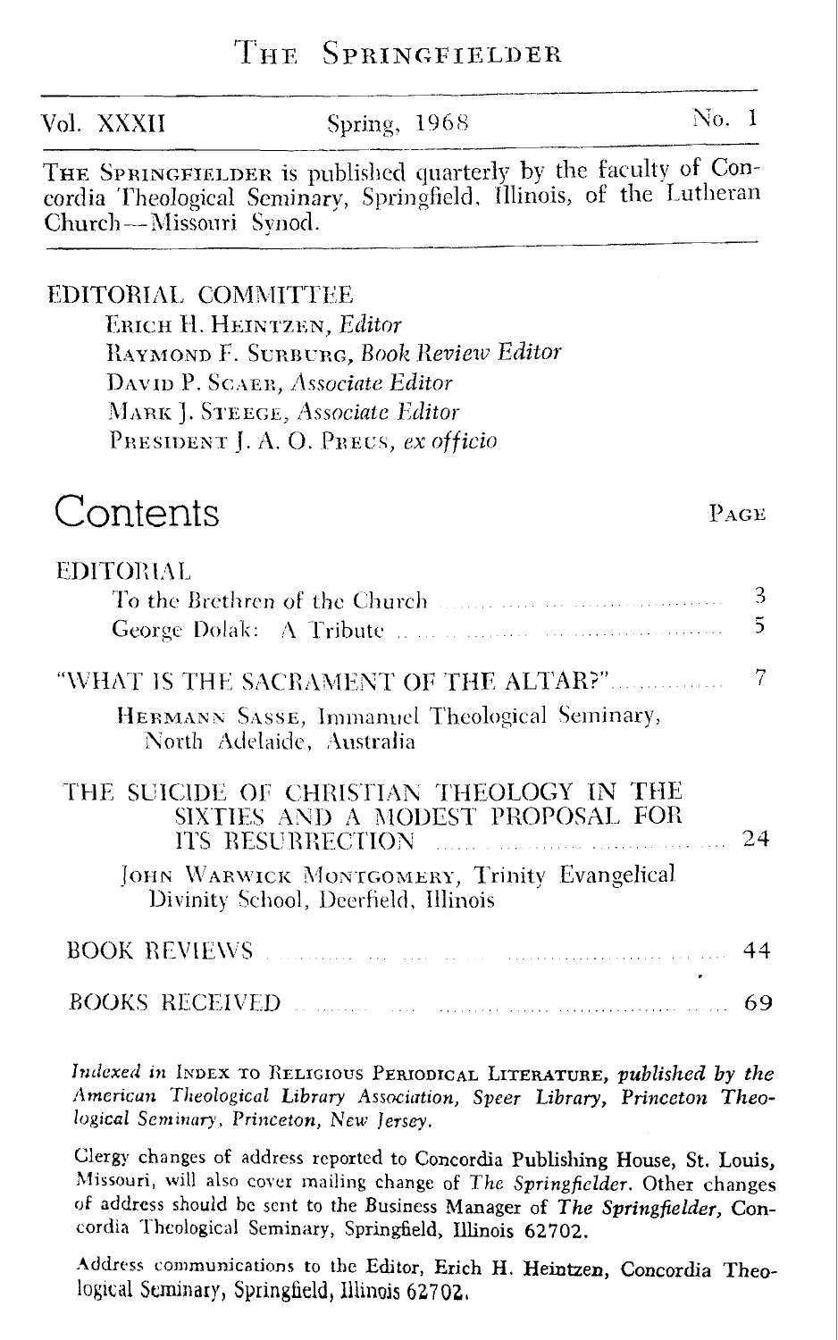# THE SPRINGFIELDER

Vol. XXXII &nbsp;&nbsp;&nbsp;&nbsp; Spring, 1968 &nbsp;&nbsp;&nbsp;&nbsp; No. 1

THE SPRINGFIELDER is published quarterly by the faculty of Concordia Theological Seminary, Springfield, Illinois, of the Lutheran Church—Missouri Synod.

EDITORIAL COMMITTEE

ERICH H. HEINTZEN, *Editor*
RAYMOND F. SURBURG, *Book Review Editor*
DAVID P. SCAER, *Associate Editor*
MARK J. STEEGE, *Associate Editor*
PRESIDENT J. A. O. PREUS, *ex officio*

## Contents

| | PAGE |
|---|---|
| EDITORIAL | |
| To the Brethren of the Church | 3 |
| George Dolak: A Tribute | 5 |
| "WHAT IS THE SACRAMENT OF THE ALTAR?" | 7 |
| HERMANN SASSE, Immanuel Theological Seminary, North Adelaide, Australia | |
| THE SUICIDE OF CHRISTIAN THEOLOGY IN THE SIXTIES AND A MODEST PROPOSAL FOR ITS RESURRECTION | 24 |
| JOHN WARWICK MONTGOMERY, Trinity Evangelical Divinity School, Deerfield, Illinois | |
| BOOK REVIEWS | 44 |
| BOOKS RECEIVED | 69 |

*Indexed in* INDEX TO RELIGIOUS PERIODICAL LITERATURE, *published by the American Theological Library Association, Speer Library, Princeton Theological Seminary, Princeton, New Jersey.*

Clergy changes of address reported to Concordia Publishing House, St. Louis, Missouri, will also cover mailing change of *The Springfielder*. Other changes of address should be sent to the Business Manager of *The Springfielder*, Concordia Theological Seminary, Springfield, Illinois 62702.

Address communications to the Editor, Erich H. Heintzen, Concordia Theological Seminary, Springfield, Illinois 62702.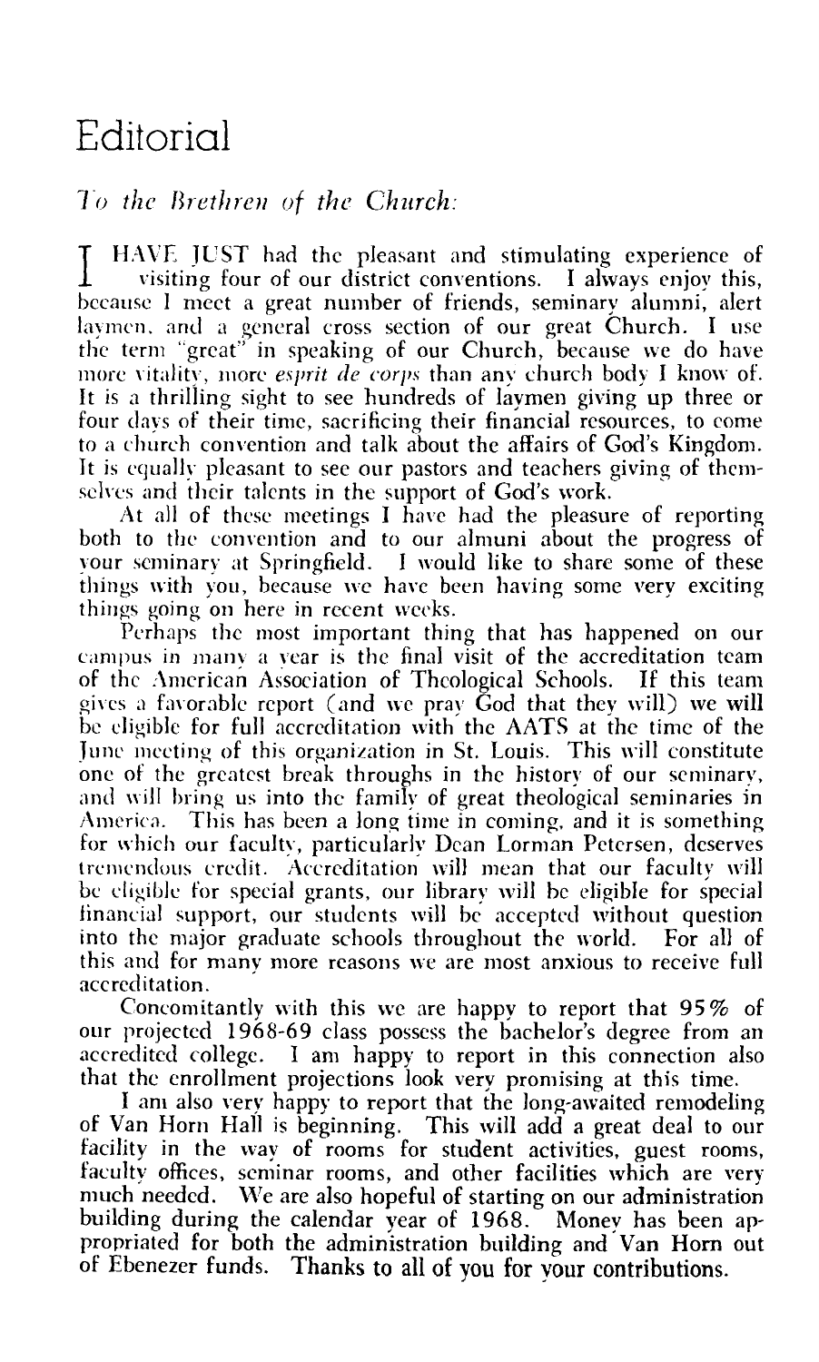# Editorial

*To the Brethren of the Church:*

I HAVE JUST had the pleasant and stimulating experience of visiting four of our district conventions. I always enjoy this, because I meet a great number of friends, seminary alumni, alert laymen, and a general cross section of our great Church. I use the term "great" in speaking of our Church, because we do have more vitality, more *esprit de corps* than any church body I know of. It is a thrilling sight to see hundreds of laymen giving up three or four days of their time, sacrificing their financial resources, to come to a church convention and talk about the affairs of God's Kingdom. It is equally pleasant to see our pastors and teachers giving of themselves and their talents in the support of God's work.

At all of these meetings I have had the pleasure of reporting both to the convention and to our almuni about the progress of your seminary at Springfield. I would like to share some of these things with you, because we have been having some very exciting things going on here in recent weeks.

Perhaps the most important thing that has happened on our campus in many a year is the final visit of the accreditation team of the American Association of Theological Schools. If this team gives a favorable report (and we pray God that they will) we will be eligible for full accreditation with the AATS at the time of the June meeting of this organization in St. Louis. This will constitute one of the greatest break throughs in the history of our seminary, and will bring us into the family of great theological seminaries in America. This has been a long time in coming, and it is something for which our faculty, particularly Dean Lorman Petersen, deserves tremendous credit. Accreditation will mean that our faculty will be eligible for special grants, our library will be eligible for special financial support, our students will be accepted without question into the major graduate schools throughout the world. For all of this and for many more reasons we are most anxious to receive full accreditation.

Concomitantly with this we are happy to report that 95% of our projected 1968-69 class possess the bachelor's degree from an accredited college. I am happy to report in this connection also that the enrollment projections look very promising at this time.

I am also very happy to report that the long-awaited remodeling of Van Horn Hall is beginning. This will add a great deal to our facility in the way of rooms for student activities, guest rooms, faculty offices, seminar rooms, and other facilities which are very much needed. We are also hopeful of starting on our administration building during the calendar year of 1968. Money has been appropriated for both the administration building and Van Horn out of Ebenezer funds. Thanks to all of you for your contributions.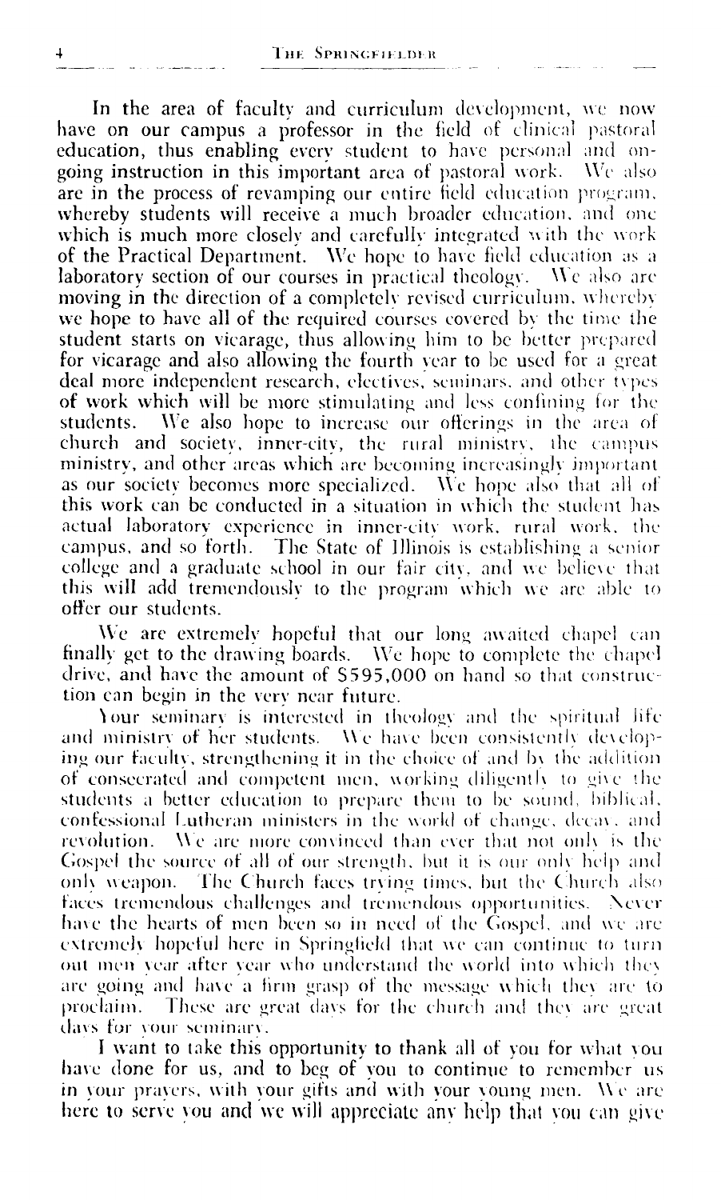In the area of faculty and curriculum development, we now have on our campus a professor in the field of clinical pastoral education, thus enabling every student to have personal and ongoing instruction in this important area of pastoral work. We also are in the process of revamping our entire field education program, whereby students will receive a much broader education, and one which is much more closely and carefully integrated with the work of the Practical Department. We hope to have field education as a laboratory section of our courses in practical theology. We also are moving in the direction of a completely revised curriculum, whereby we hope to have all of the required courses covered by the time the student starts on vicarage, thus allowing him to be better prepared for vicarage and also allowing the fourth year to be used for a great deal more independent research, electives, seminars, and other types of work which will be more stimulating and less confining for the students. We also hope to increase our offerings in the area of church and society, inner-city, the rural ministry, the campus ministry, and other areas which are becoming increasingly important as our society becomes more specialized. We hope also that all of this work can be conducted in a situation in which the student has actual laboratory experience in inner-city work, rural work, the campus, and so forth. The State of Illinois is establishing a senior college and a graduate school in our fair city, and we believe that this will add tremendously to the program which we are able to offer our students.

We are extremely hopeful that our long awaited chapel can finally get to the drawing boards. We hope to complete the chapel drive, and have the amount of $595,000 on hand so that construction can begin in the very near future.

Your seminary is interested in theology and the spiritual life and ministry of her students. We have been consistently developing our faculty, strengthening it in the choice of and by the addition of consecrated and competent men, working diligently to give the students a better education to prepare them to be sound, biblical, confessional Lutheran ministers in the world of change, decay, and revolution. We are more convinced than ever that not only is the Gospel the source of all of our strength, but it is our only help and only weapon. The Church faces trying times, but the Church also faces tremendous challenges and tremendous opportunities. Never have the hearts of men been so in need of the Gospel, and we are extremely hopeful here in Springfield that we can continue to turn out men year after year who understand the world into which they are going and have a firm grasp of the message which they are to proclaim. These are great days for the church and they are great days for your seminary.

I want to take this opportunity to thank all of you for what you have done for us, and to beg of you to continue to remember us in your prayers, with your gifts and with your young men. We are here to serve you and we will appreciate any help that you can give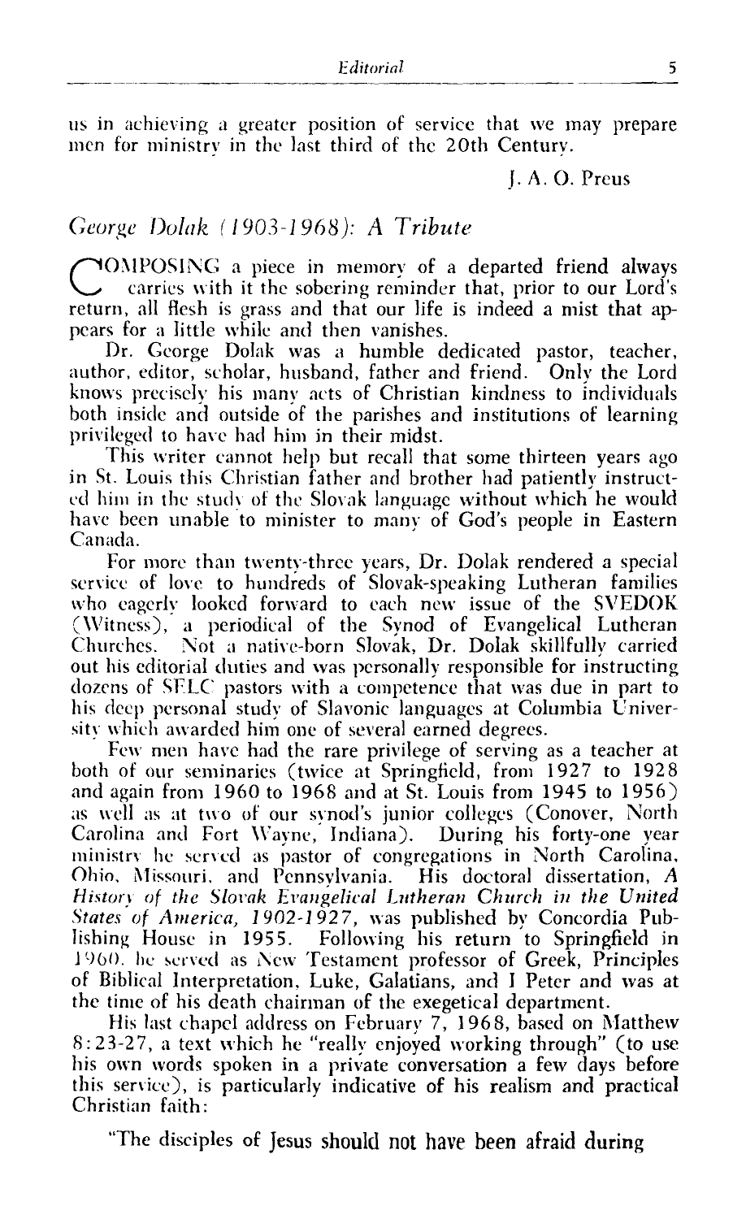us in achieving a greater position of service that we may prepare men for ministry in the last third of the 20th Century.

J. A. O. Preus

## *George Dolak (1903-1968): A Tribute*

COMPOSING a piece in memory of a departed friend always carries with it the sobering reminder that, prior to our Lord's return, all flesh is grass and that our life is indeed a mist that appears for a little while and then vanishes.

Dr. George Dolak was a humble dedicated pastor, teacher, author, editor, scholar, husband, father and friend. Only the Lord knows precisely his many acts of Christian kindness to individuals both inside and outside of the parishes and institutions of learning privileged to have had him in their midst.

This writer cannot help but recall that some thirteen years ago in St. Louis this Christian father and brother had patiently instructed him in the study of the Slovak language without which he would have been unable to minister to many of God's people in Eastern Canada.

For more than twenty-three years, Dr. Dolak rendered a special service of love to hundreds of Slovak-speaking Lutheran families who eagerly looked forward to each new issue of the SVEDOK (Witness), a periodical of the Synod of Evangelical Lutheran Churches. Not a native-born Slovak, Dr. Dolak skillfully carried out his editorial duties and was personally responsible for instructing dozens of SELC pastors with a competence that was due in part to his deep personal study of Slavonic languages at Columbia University which awarded him one of several earned degrees.

Few men have had the rare privilege of serving as a teacher at both of our seminaries (twice at Springfield, from 1927 to 1928 and again from 1960 to 1968 and at St. Louis from 1945 to 1956) as well as at two of our synod's junior colleges (Conover, North Carolina and Fort Wayne, Indiana). During his forty-one year ministry he served as pastor of congregations in North Carolina, Ohio, Missouri, and Pennsylvania. His doctoral dissertation, *A History of the Slovak Evangelical Lutheran Church in the United States of America, 1902-1927*, was published by Concordia Publishing House in 1955. Following his return to Springfield in 1960, he served as New Testament professor of Greek, Principles of Biblical Interpretation, Luke, Galatians, and I Peter and was at the time of his death chairman of the exegetical department.

His last chapel address on February 7, 1968, based on Matthew 8:23-27, a text which he "really enjoyed working through" (to use his own words spoken in a private conversation a few days before this service), is particularly indicative of his realism and practical Christian faith:

"The disciples of Jesus should not have been afraid during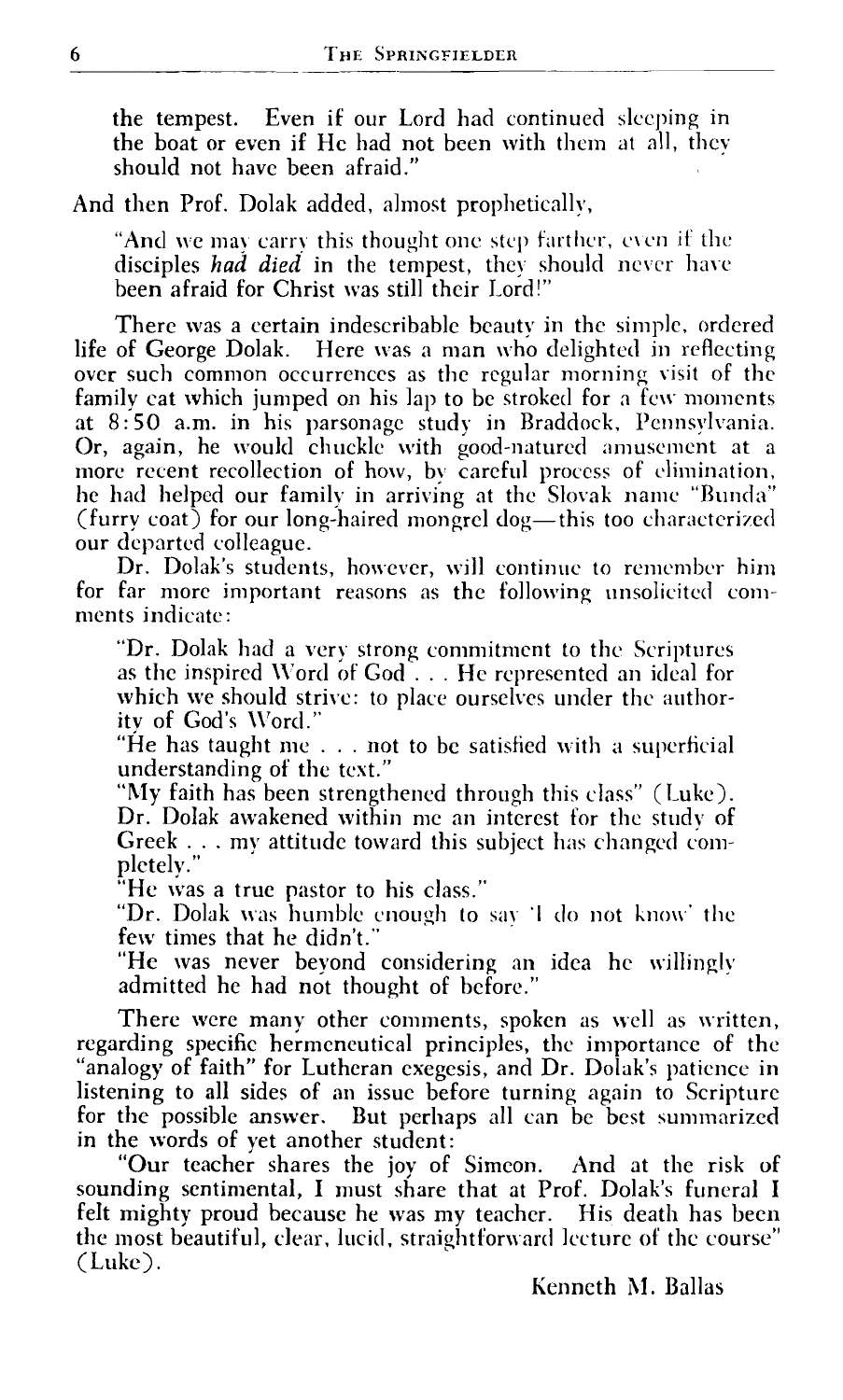the tempest. Even if our Lord had continued sleeping in the boat or even if He had not been with them at all, they should not have been afraid."

And then Prof. Dolak added, almost prophetically,

> "And we may carry this thought one step farther, even if the disciples *had died* in the tempest, they should never have been afraid for Christ was still their Lord!"

There was a certain indescribable beauty in the simple, ordered life of George Dolak. Here was a man who delighted in reflecting over such common occurrences as the regular morning visit of the family cat which jumped on his lap to be stroked for a few moments at 8:50 a.m. in his parsonage study in Braddock, Pennsylvania. Or, again, he would chuckle with good-natured amusement at a more recent recollection of how, by careful process of elimination, he had helped our family in arriving at the Slovak name "Bunda" (furry coat) for our long-haired mongrel dog—this too characterized our departed colleague.

Dr. Dolak's students, however, will continue to remember him for far more important reasons as the following unsolicited comments indicate:

> "Dr. Dolak had a very strong commitment to the Scriptures as the inspired Word of God . . . He represented an ideal for which we should strive: to place ourselves under the authority of God's Word."
>
> "He has taught me . . . not to be satisfied with a superficial understanding of the text."
>
> "My faith has been strengthened through this class" (Luke). Dr. Dolak awakened within me an interest for the study of Greek . . . my attitude toward this subject has changed completely."
>
> "He was a true pastor to his class."
>
> "Dr. Dolak was humble enough to say 'I do not know' the few times that he didn't."
>
> "He was never beyond considering an idea he willingly admitted he had not thought of before."

There were many other comments, spoken as well as written, regarding specific hermeneutical principles, the importance of the "analogy of faith" for Lutheran exegesis, and Dr. Dolak's patience in listening to all sides of an issue before turning again to Scripture for the possible answer. But perhaps all can be best summarized in the words of yet another student:

"Our teacher shares the joy of Simeon. And at the risk of sounding sentimental, I must share that at Prof. Dolak's funeral I felt mighty proud because he was my teacher. His death has been the most beautiful, clear, lucid, straightforward lecture of the course" (Luke).

Kenneth M. Ballas